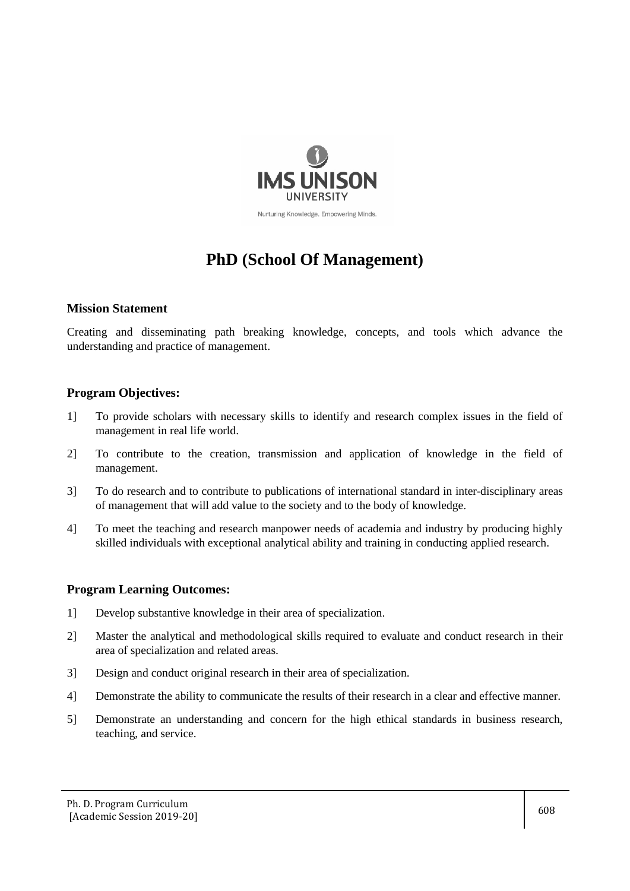# PhD (School Of Management)

### Mission Statement

Creating and disseminating path breaking knowledge, concepts, and tools which advance the understanding and practice of management.

### Program Objectives:

1] To provide scholars with necessary skills to identify and research complex issues in the field of management in real life world.

2] To contribute to the creation, transmission and application of knowledge in the field of management.

3] To do research and to contribute to publications of international standard in inter-disciplinary areas of management that will add value to the society and to the body of knowledge.

4] To meet the teaching and research manpower needs of academia and industry by producing highly skilled individuals with exceptional analytical ability and training in conducting applied research.

### Program Learning Outcomes:

1] Develop substantive knowledge in their area of specialization.

2] Master the analytical and methodological skills required to evaluate and conduct research in their area of specialization and related areas.

3] Design and conduct original research in their area of specialization.

4] Demonstrate the ability to communicate the results of their research in a clear and effective manner.

5] Demonstrate an understanding and concern for the high ethical standards in business research, teaching, and service.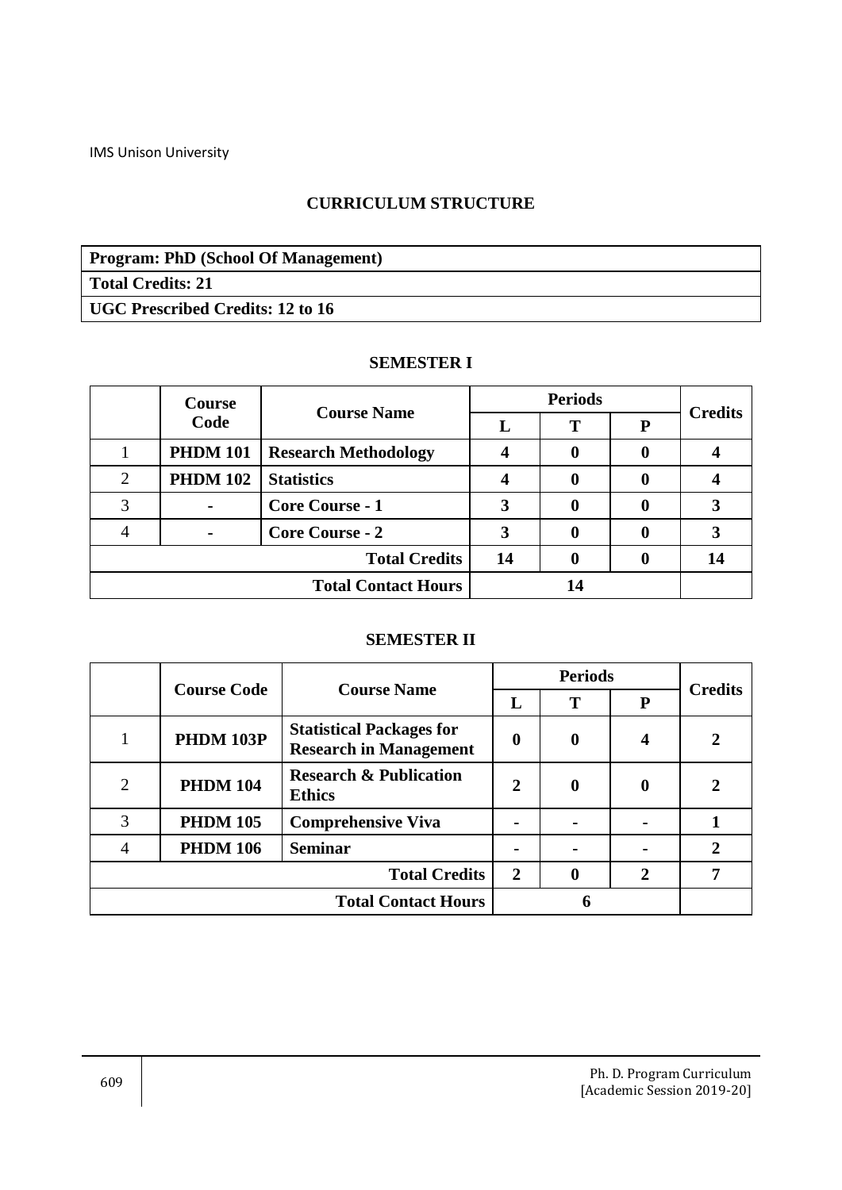IMS Unison University

## CURRICULUM STRUCTURE

| **Program: PhD (School Of Management)** |
|---|
| **Total Credits: 21** |
| **UGC Prescribed Credits: 12 to 16** |

### SEMESTER I

| | Course Code | Course Name | Periods | | | Credits |
|---|---|---|---|---|---|---|
| | | | L | T | P | |
| 1 | **PHDM 101** | **Research Methodology** | **4** | **0** | **0** | **4** |
| 2 | **PHDM 102** | **Statistics** | **4** | **0** | **0** | **4** |
| 3 | - | **Core Course - 1** | **3** | **0** | **0** | **3** |
| 4 | - | **Core Course - 2** | **3** | **0** | **0** | **3** |
| | | **Total Credits** | **14** | **0** | **0** | **14** |
| | | **Total Contact Hours** | **14** | | | |

### SEMESTER II

| | Course Code | Course Name | Periods | | | Credits |
|---|---|---|---|---|---|---|
| | | | L | T | P | |
| 1 | **PHDM 103P** | **Statistical Packages for Research in Management** | **0** | **0** | **4** | **2** |
| 2 | **PHDM 104** | **Research & Publication Ethics** | **2** | **0** | **0** | **2** |
| 3 | **PHDM 105** | **Comprehensive Viva** | - | - | - | **1** |
| 4 | **PHDM 106** | **Seminar** | - | - | - | **2** |
| | | **Total Credits** | **2** | **0** | **2** | **7** |
| | | **Total Contact Hours** | **6** | | | |

Ph. D. Program Curriculum [Academic Session 2019-20]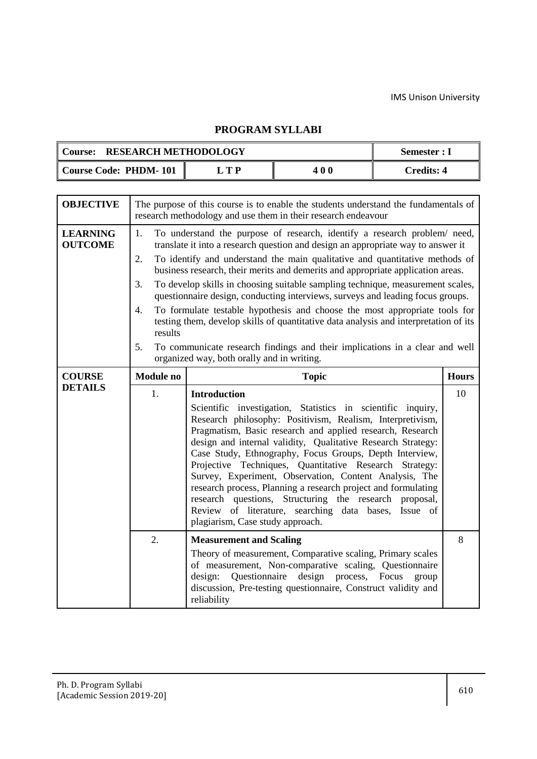## PROGRAM SYLLABI

| Course: RESEARCH METHODOLOGY | | | Semester : I |
|---|---|---|---|
| Course Code: PHDM- 101 | L T P | 4 0 0 | Credits: 4 |

| | | | |
|---|---|---|---|
| **OBJECTIVE** | The purpose of this course is to enable the students understand the fundamentals of research methodology and use them in their research endeavour | | |
| **LEARNING OUTCOME** | 1. To understand the purpose of research, identify a research problem/ need, translate it into a research question and design an appropriate way to answer it<br>2. To identify and understand the main qualitative and quantitative methods of business research, their merits and demerits and appropriate application areas.<br>3. To develop skills in choosing suitable sampling technique, measurement scales, questionnaire design, conducting interviews, surveys and leading focus groups.<br>4. To formulate testable hypothesis and choose the most appropriate tools for testing them, develop skills of quantitative data analysis and interpretation of its results<br>5. To communicate research findings and their implications in a clear and well organized way, both orally and in writing. | | |
| **COURSE DETAILS** | **Module no** | **Topic** | **Hours** |
| | 1. | **Introduction**<br>Scientific investigation, Statistics in scientific inquiry, Research philosophy: Positivism, Realism, Interpretivism, Pragmatism, Basic research and applied research, Research design and internal validity, Qualitative Research Strategy: Case Study, Ethnography, Focus Groups, Depth Interview, Projective Techniques, Quantitative Research Strategy: Survey, Experiment, Observation, Content Analysis, The research process, Planning a research project and formulating research questions, Structuring the research proposal, Review of literature, searching data bases, Issue of plagiarism, Case study approach. | 10 |
| | 2. | **Measurement and Scaling**<br>Theory of measurement, Comparative scaling, Primary scales of measurement, Non-comparative scaling, Questionnaire design: Questionnaire design process, Focus group discussion, Pre-testing questionnaire, Construct validity and reliability | 8 |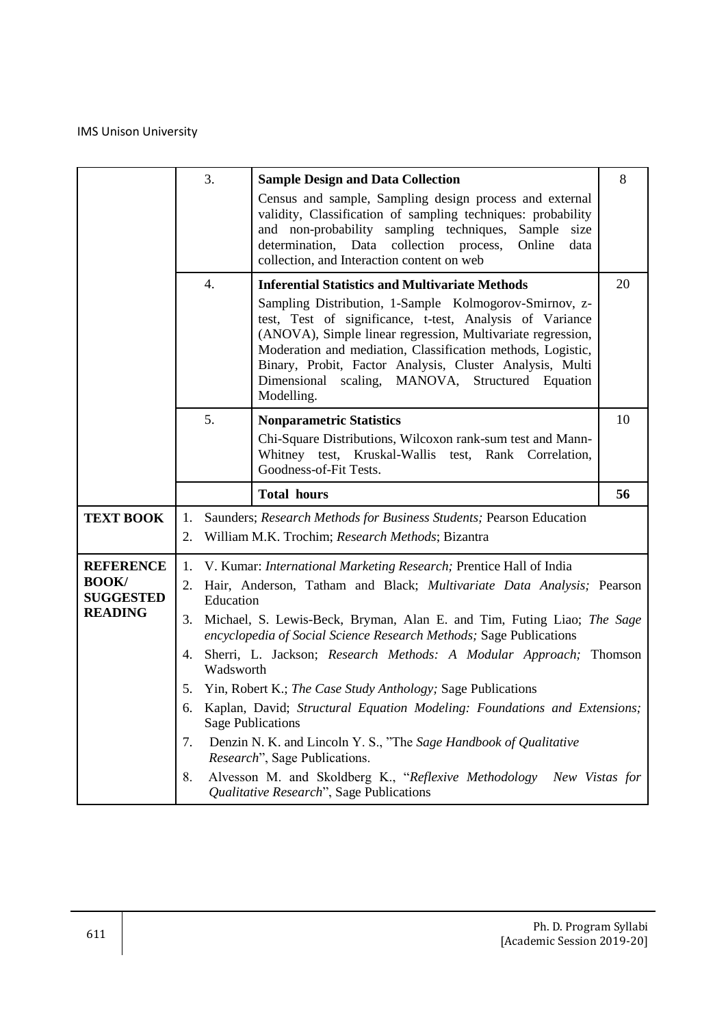| | | | |
|---|---|---|---|
| | 3. | **Sample Design and Data Collection**<br>Census and sample, Sampling design process and external validity, Classification of sampling techniques: probability and non-probability sampling techniques, Sample size determination, Data collection process, Online data collection, and Interaction content on web | 8 |
| | 4. | **Inferential Statistics and Multivariate Methods**<br>Sampling Distribution, 1-Sample Kolmogorov-Smirnov, z-test, Test of significance, t-test, Analysis of Variance (ANOVA), Simple linear regression, Multivariate regression, Moderation and mediation, Classification methods, Logistic, Binary, Probit, Factor Analysis, Cluster Analysis, Multi Dimensional scaling, MANOVA, Structured Equation Modelling. | 20 |
| | 5. | **Nonparametric Statistics**<br>Chi-Square Distributions, Wilcoxon rank-sum test and Mann-Whitney test, Kruskal-Wallis test, Rank Correlation, Goodness-of-Fit Tests. | 10 |
| | | **Total hours** | **56** |
| **TEXT BOOK** | 1. Saunders; *Research Methods for Business Students;* Pearson Education<br>2. William M.K. Trochim; *Research Methods*; Bizantra | | |
| **REFERENCE BOOK/ SUGGESTED READING** | 1. V. Kumar: *International Marketing Research;* Prentice Hall of India<br>2. Hair, Anderson, Tatham and Black; *Multivariate Data Analysis;* Pearson Education<br>3. Michael, S. Lewis-Beck, Bryman, Alan E. and Tim, Futing Liao; *The Sage encyclopedia of Social Science Research Methods;* Sage Publications<br>4. Sherri, L. Jackson; *Research Methods: A Modular Approach;* Thomson Wadsworth<br>5. Yin, Robert K.; *The Case Study Anthology;* Sage Publications<br>6. Kaplan, David; *Structural Equation Modeling: Foundations and Extensions;* Sage Publications<br>7. Denzin N. K. and Lincoln Y. S., "The *Sage Handbook of Qualitative Research*", Sage Publications.<br>8. Alvesson M. and Skoldberg K., "*Reflexive Methodology New Vistas for Qualitative Research*", Sage Publications | | |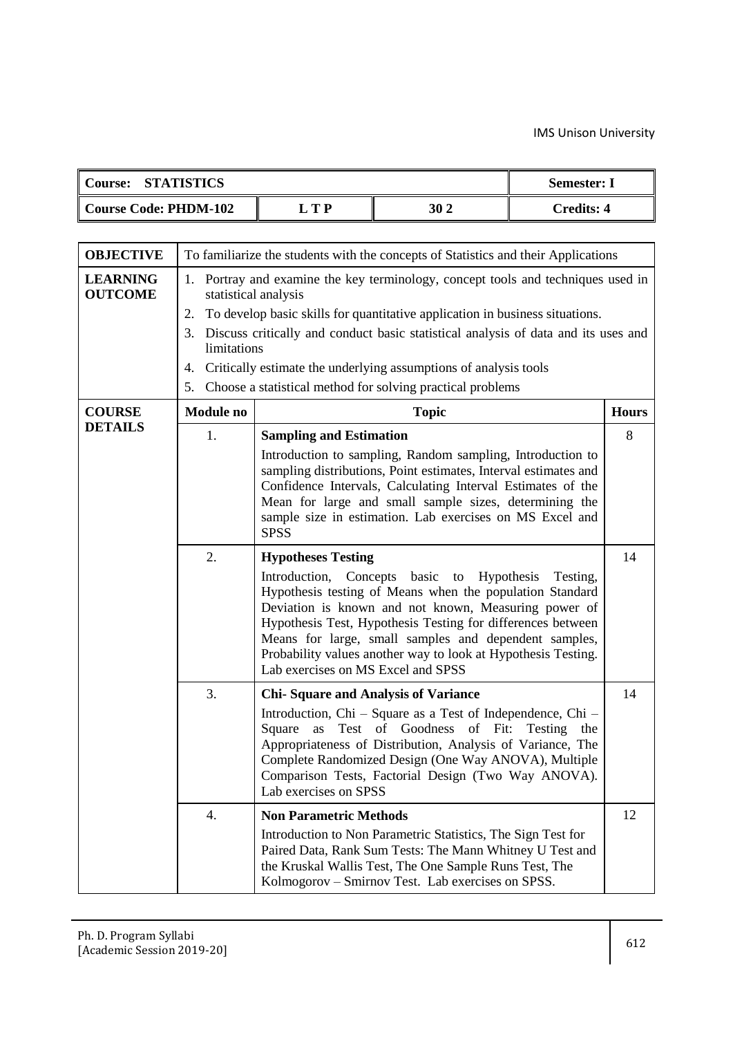| Course: STATISTICS | | | Semester: I |
|---|---|---|---|
| Course Code: PHDM-102 | L T P | 30 2 | Credits: 4 |

| | | | |
|---|---|---|---|
| **OBJECTIVE** | To familiarize the students with the concepts of Statistics and their Applications | | |
| **LEARNING OUTCOME** | 1. Portray and examine the key terminology, concept tools and techniques used in statistical analysis<br>2. To develop basic skills for quantitative application in business situations.<br>3. Discuss critically and conduct basic statistical analysis of data and its uses and limitations<br>4. Critically estimate the underlying assumptions of analysis tools<br>5. Choose a statistical method for solving practical problems | | |
| **COURSE DETAILS** | **Module no** | **Topic** | **Hours** |
| | 1. | **Sampling and Estimation**<br>Introduction to sampling, Random sampling, Introduction to sampling distributions, Point estimates, Interval estimates and Confidence Intervals, Calculating Interval Estimates of the Mean for large and small sample sizes, determining the sample size in estimation. Lab exercises on MS Excel and SPSS | 8 |
| | 2. | **Hypotheses Testing**<br>Introduction, Concepts basic to Hypothesis Testing, Hypothesis testing of Means when the population Standard Deviation is known and not known, Measuring power of Hypothesis Test, Hypothesis Testing for differences between Means for large, small samples and dependent samples, Probability values another way to look at Hypothesis Testing. Lab exercises on MS Excel and SPSS | 14 |
| | 3. | **Chi- Square and Analysis of Variance**<br>Introduction, Chi – Square as a Test of Independence, Chi – Square as Test of Goodness of Fit: Testing the Appropriateness of Distribution, Analysis of Variance, The Complete Randomized Design (One Way ANOVA), Multiple Comparison Tests, Factorial Design (Two Way ANOVA). Lab exercises on SPSS | 14 |
| | 4. | **Non Parametric Methods**<br>Introduction to Non Parametric Statistics, The Sign Test for Paired Data, Rank Sum Tests: The Mann Whitney U Test and the Kruskal Wallis Test, The One Sample Runs Test, The Kolmogorov – Smirnov Test. Lab exercises on SPSS. | 12 |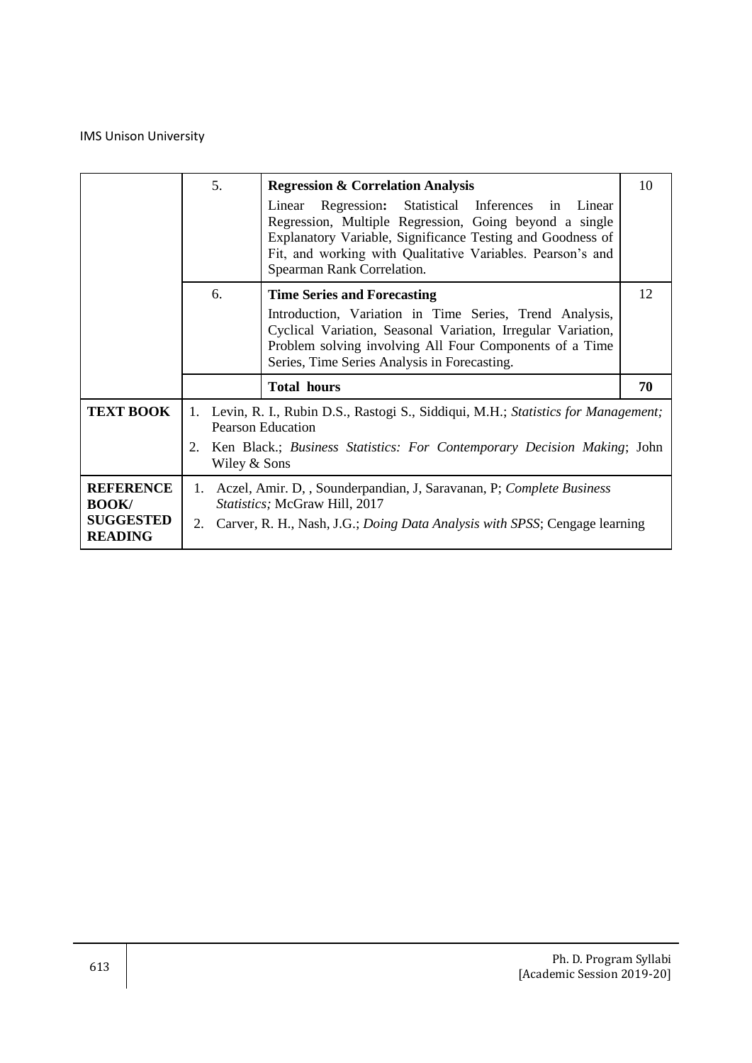| | | | |
|---|---|---|---|
| | 5. | **Regression & Correlation Analysis**<br>Linear Regression**:** Statistical Inferences in Linear Regression, Multiple Regression, Going beyond a single Explanatory Variable, Significance Testing and Goodness of Fit, and working with Qualitative Variables. Pearson's and Spearman Rank Correlation. | 10 |
| | 6. | **Time Series and Forecasting**<br>Introduction, Variation in Time Series, Trend Analysis, Cyclical Variation, Seasonal Variation, Irregular Variation, Problem solving involving All Four Components of a Time Series, Time Series Analysis in Forecasting. | 12 |
| | | **Total hours** | **70** |
| **TEXT BOOK** | 1. Levin, R. I., Rubin D.S., Rastogi S., Siddiqui, M.H.; *Statistics for Management;* Pearson Education<br>2. Ken Black.; *Business Statistics: For Contemporary Decision Making*; John Wiley & Sons | | |
| **REFERENCE BOOK/ SUGGESTED READING** | 1. Aczel, Amir. D, , Sounderpandian, J, Saravanan, P; *Complete Business Statistics;* McGraw Hill, 2017<br>2. Carver, R. H., Nash, J.G.; *Doing Data Analysis with SPSS*; Cengage learning | | |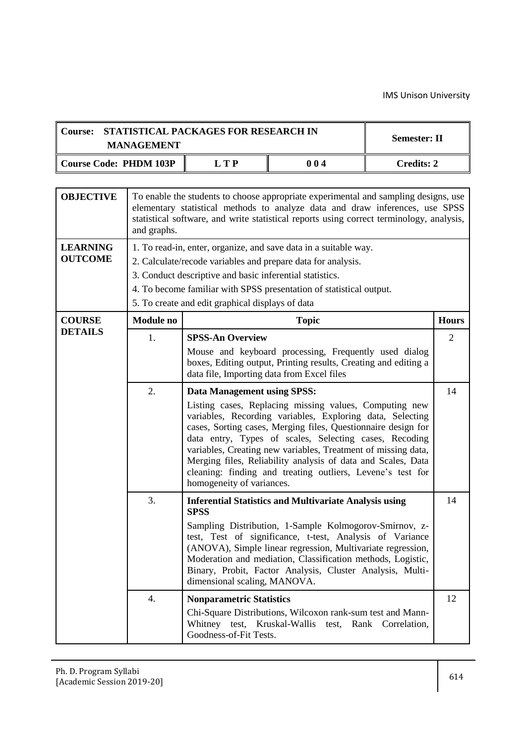| Course: STATISTICAL PACKAGES FOR RESEARCH IN MANAGEMENT | | | Semester: II |
|---|---|---|---|
| Course Code: PHDM 103P | L T P | 0 0 4 | Credits: 2 |

| | | | |
|---|---|---|---|
| **OBJECTIVE** | To enable the students to choose appropriate experimental and sampling designs, use elementary statistical methods to analyze data and draw inferences, use SPSS statistical software, and write statistical reports using correct terminology, analysis, and graphs. | | |
| **LEARNING OUTCOME** | 1. To read-in, enter, organize, and save data in a suitable way.<br>2. Calculate/recode variables and prepare data for analysis.<br>3. Conduct descriptive and basic inferential statistics.<br>4. To become familiar with SPSS presentation of statistical output.<br>5. To create and edit graphical displays of data | | |
| **COURSE DETAILS** | **Module no** | **Topic** | **Hours** |
| | 1. | **SPSS-An Overview**<br>Mouse and keyboard processing, Frequently used dialog boxes, Editing output, Printing results, Creating and editing a data file, Importing data from Excel files | 2 |
| | 2. | **Data Management using SPSS:**<br>Listing cases, Replacing missing values, Computing new variables, Recording variables, Exploring data, Selecting cases, Sorting cases, Merging files, Questionnaire design for data entry, Types of scales, Selecting cases, Recoding variables, Creating new variables, Treatment of missing data, Merging files, Reliability analysis of data and Scales, Data cleaning: finding and treating outliers, Levene's test for homogeneity of variances. | 14 |
| | 3. | **Inferential Statistics and Multivariate Analysis using SPSS**<br>Sampling Distribution, 1-Sample Kolmogorov-Smirnov, z-test, Test of significance, t-test, Analysis of Variance (ANOVA), Simple linear regression, Multivariate regression, Moderation and mediation, Classification methods, Logistic, Binary, Probit, Factor Analysis, Cluster Analysis, Multi-dimensional scaling, MANOVA. | 14 |
| | 4. | **Nonparametric Statistics**<br>Chi-Square Distributions, Wilcoxon rank-sum test and Mann-Whitney test, Kruskal-Wallis test, Rank Correlation, Goodness-of-Fit Tests. | 12 |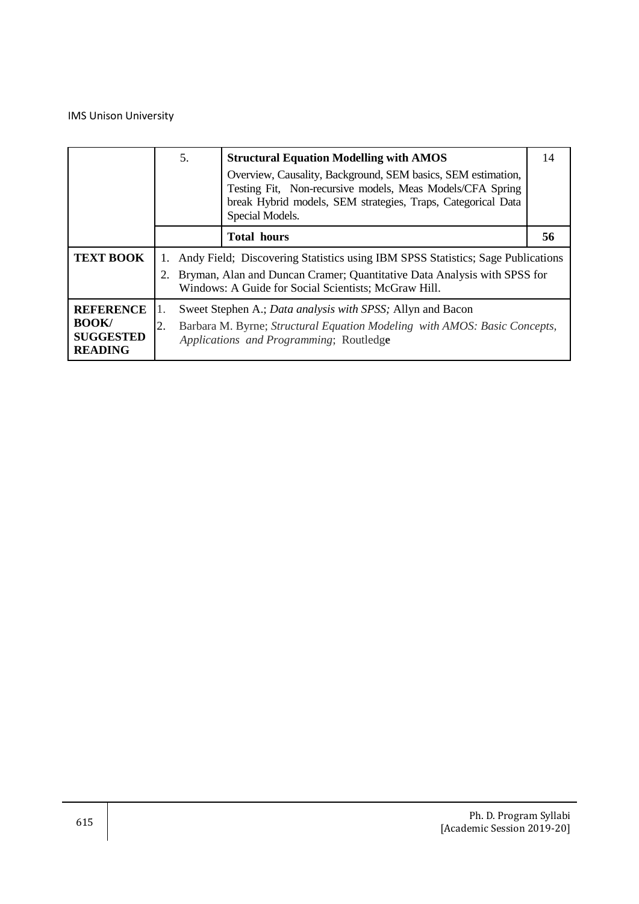| | | | |
|---|---|---|---|
| | 5. | **Structural Equation Modelling with AMOS**<br>Overview, Causality, Background, SEM basics, SEM estimation, Testing Fit, Non-recursive models, Meas Models/CFA Spring break Hybrid models, SEM strategies, Traps, Categorical Data Special Models. | 14 |
| | | **Total hours** | **56** |
| **TEXT BOOK** | 1. Andy Field; Discovering Statistics using IBM SPSS Statistics; Sage Publications<br>2. Bryman, Alan and Duncan Cramer; Quantitative Data Analysis with SPSS for Windows: A Guide for Social Scientists; McGraw Hill. | | |
| **REFERENCE BOOK/ SUGGESTED READING** | 1. Sweet Stephen A.; *Data analysis with SPSS;* Allyn and Bacon<br>2. Barbara M. Byrne; *Structural Equation Modeling with AMOS: Basic Concepts, Applications and Programming*; Routledge | | |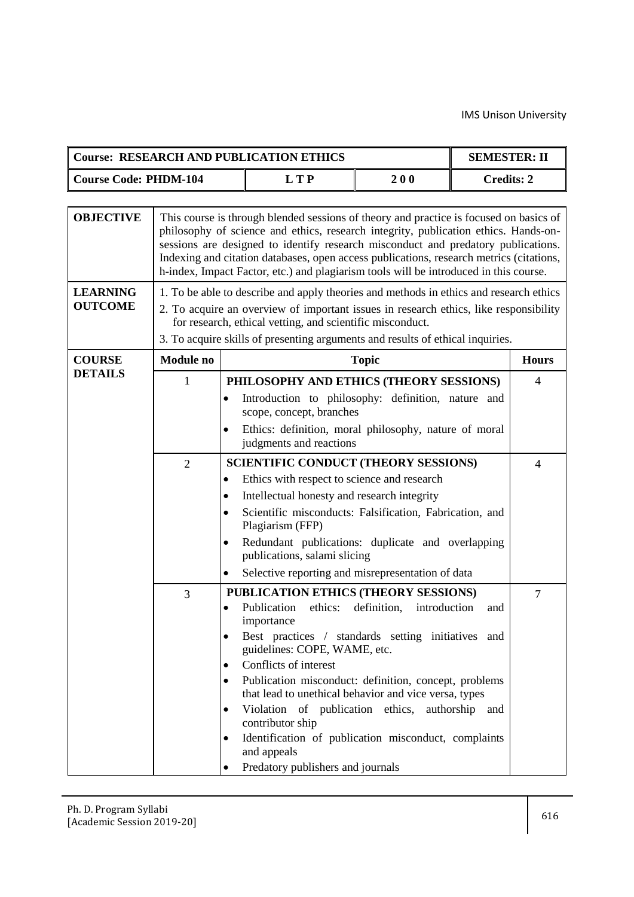| Course: RESEARCH AND PUBLICATION ETHICS | | | SEMESTER: II |
|---|---|---|---|
| Course Code: PHDM-104 | L T P | 2 0 0 | Credits: 2 |

| | | | |
|---|---|---|---|
| **OBJECTIVE** | This course is through blended sessions of theory and practice is focused on basics of philosophy of science and ethics, research integrity, publication ethics. Hands-on-sessions are designed to identify research misconduct and predatory publications. Indexing and citation databases, open access publications, research metrics (citations, h-index, Impact Factor, etc.) and plagiarism tools will be introduced in this course. | | |
| **LEARNING OUTCOME** | 1. To be able to describe and apply theories and methods in ethics and research ethics<br>2. To acquire an overview of important issues in research ethics, like responsibility for research, ethical vetting, and scientific misconduct.<br>3. To acquire skills of presenting arguments and results of ethical inquiries. | | |
| **COURSE DETAILS** | **Module no** | **Topic** | **Hours** |
| | 1 | **PHILOSOPHY AND ETHICS (THEORY SESSIONS)**<br>• Introduction to philosophy: definition, nature and scope, concept, branches<br>• Ethics: definition, moral philosophy, nature of moral judgments and reactions | 4 |
| | 2 | **SCIENTIFIC CONDUCT (THEORY SESSIONS)**<br>• Ethics with respect to science and research<br>• Intellectual honesty and research integrity<br>• Scientific misconducts: Falsification, Fabrication, and Plagiarism (FFP)<br>• Redundant publications: duplicate and overlapping publications, salami slicing<br>• Selective reporting and misrepresentation of data | 4 |
| | 3 | **PUBLICATION ETHICS (THEORY SESSIONS)**<br>• Publication ethics: definition, introduction and importance<br>• Best practices / standards setting initiatives and guidelines: COPE, WAME, etc.<br>• Conflicts of interest<br>• Publication misconduct: definition, concept, problems that lead to unethical behavior and vice versa, types<br>• Violation of publication ethics, authorship and contributor ship<br>• Identification of publication misconduct, complaints and appeals<br>• Predatory publishers and journals | 7 |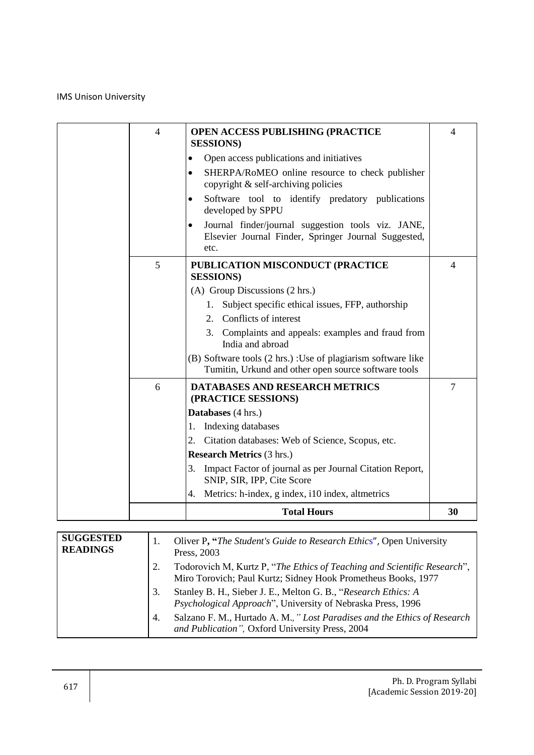| | | | |
|---|---|---|---|
| | 4 | **OPEN ACCESS PUBLISHING (PRACTICE SESSIONS)**<br>• Open access publications and initiatives<br>• SHERPA/RoMEO online resource to check publisher copyright & self-archiving policies<br>• Software tool to identify predatory publications developed by SPPU<br>• Journal finder/journal suggestion tools viz. JANE, Elsevier Journal Finder, Springer Journal Suggested, etc. | 4 |
| | 5 | **PUBLICATION MISCONDUCT (PRACTICE SESSIONS)**<br>(A) Group Discussions (2 hrs.)<br>1. Subject specific ethical issues, FFP, authorship<br>2. Conflicts of interest<br>3. Complaints and appeals: examples and fraud from India and abroad<br>(B) Software tools (2 hrs.) :Use of plagiarism software like Tumitin, Urkund and other open source software tools | 4 |
| | 6 | **DATABASES AND RESEARCH METRICS (PRACTICE SESSIONS)**<br>**Databases** (4 hrs.)<br>1. Indexing databases<br>2. Citation databases: Web of Science, Scopus, etc.<br>**Research Metrics** (3 hrs.)<br>3. Impact Factor of journal as per Journal Citation Report, SNIP, SIR, IPP, Cite Score<br>4. Metrics: h-index, g index, i10 index, altmetrics | 7 |
| | | **Total Hours** | **30** |

| | |
|---|---|
| **SUGGESTED READINGS** | 1. Oliver P, "*The Student's Guide to Research Ethics*", Open University Press, 2003<br>2. Todorovich M, Kurtz P, "*The Ethics of Teaching and Scientific Research*", Miro Torovich; Paul Kurtz; Sidney Hook Prometheus Books, 1977<br>3. Stanley B. H., Sieber J. E., Melton G. B., "*Research Ethics: A Psychological Approach*", University of Nebraska Press, 1996<br>4. Salzano F. M., Hurtado A. M., *" Lost Paradises and the Ethics of Research and Publication",* Oxford University Press, 2004 |